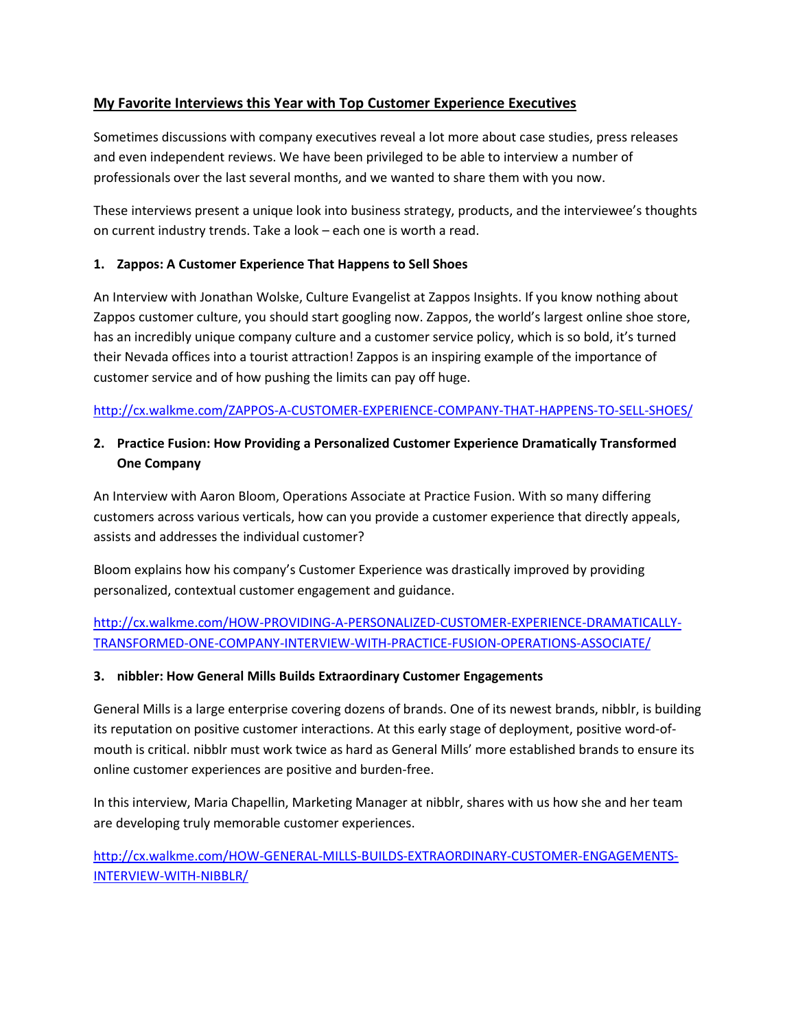## My Favorite Interviews this Year with Top Customer Experience Executives

Sometimes discussions with company executives reveal a lot more about case studies, press releases and even independent reviews. We have been privileged to be able to interview a number of professionals over the last several months, and we wanted to share them with you now.

These interviews present a unique look into business strategy, products, and the interviewee's thoughts on current industry trends. Take a look – each one is worth a read.

### 1. Zappos: A Customer Experience That Happens to Sell Shoes

An Interview with Jonathan Wolske, Culture Evangelist at Zappos Insights. If you know nothing about Zappos customer culture, you should start googling now. Zappos, the world's largest online shoe store, has an incredibly unique company culture and a customer service policy, which is so bold, it's turned their Nevada offices into a tourist attraction! Zappos is an inspiring example of the importance of customer service and of how pushing the limits can pay off huge.

http://cx.walkme.com/ZAPPOS-A-CUSTOMER-EXPERIENCE-COMPANY-THAT-HAPPENS-TO-SELL-SHOES/

### 2. Practice Fusion: How Providing a Personalized Customer Experience Dramatically Transformed One Company

An Interview with Aaron Bloom, Operations Associate at Practice Fusion. With so many differing customers across various verticals, how can you provide a customer experience that directly appeals, assists and addresses the individual customer?

Bloom explains how his company's Customer Experience was drastically improved by providing personalized, contextual customer engagement and guidance.

http://cx.walkme.com/HOW-PROVIDING-A-PERSONALIZED-CUSTOMER-EXPERIENCE-DRAMATICALLY-TRANSFORMED-ONE-COMPANY-INTERVIEW-WITH-PRACTICE-FUSION-OPERATIONS-ASSOCIATE/

### 3. nibbler: How General Mills Builds Extraordinary Customer Engagements

General Mills is a large enterprise covering dozens of brands. One of its newest brands, nibblr, is building its reputation on positive customer interactions. At this early stage of deployment, positive word-of-mouth is critical. nibblr must work twice as hard as General Mills' more established brands to ensure its online customer experiences are positive and burden-free.

In this interview, Maria Chapellin, Marketing Manager at nibblr, shares with us how she and her team are developing truly memorable customer experiences.

http://cx.walkme.com/HOW-GENERAL-MILLS-BUILDS-EXTRAORDINARY-CUSTOMER-ENGAGEMENTS-INTERVIEW-WITH-NIBBLR/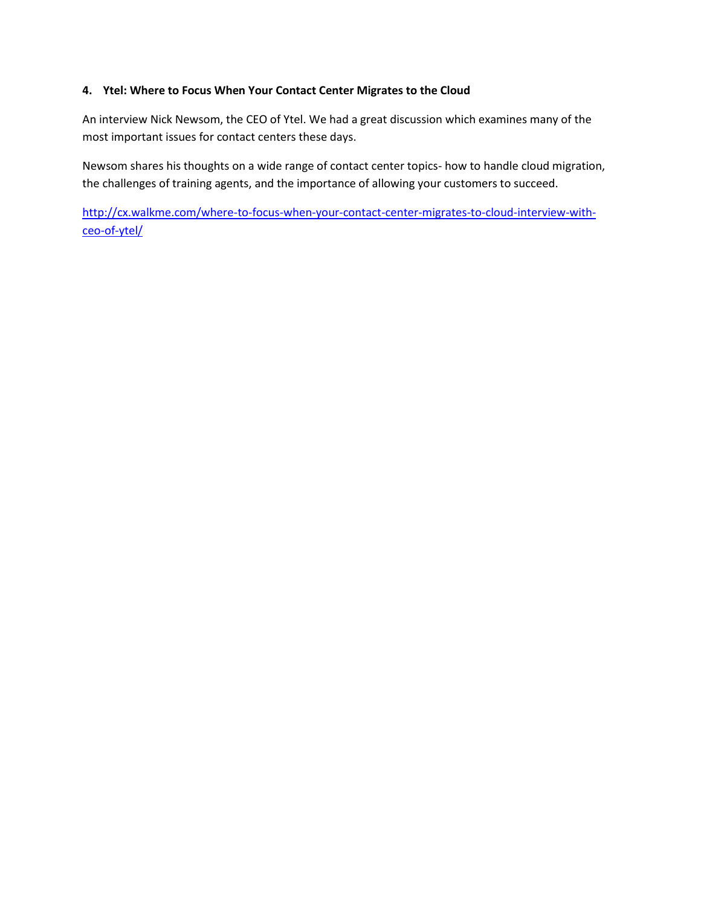**4. Ytel: Where to Focus When Your Contact Center Migrates to the Cloud**

An interview Nick Newsom, the CEO of Ytel. We had a great discussion which examines many of the most important issues for contact centers these days.

Newsom shares his thoughts on a wide range of contact center topics- how to handle cloud migration, the challenges of training agents, and the importance of allowing your customers to succeed.

http://cx.walkme.com/where-to-focus-when-your-contact-center-migrates-to-cloud-interview-with-ceo-of-ytel/